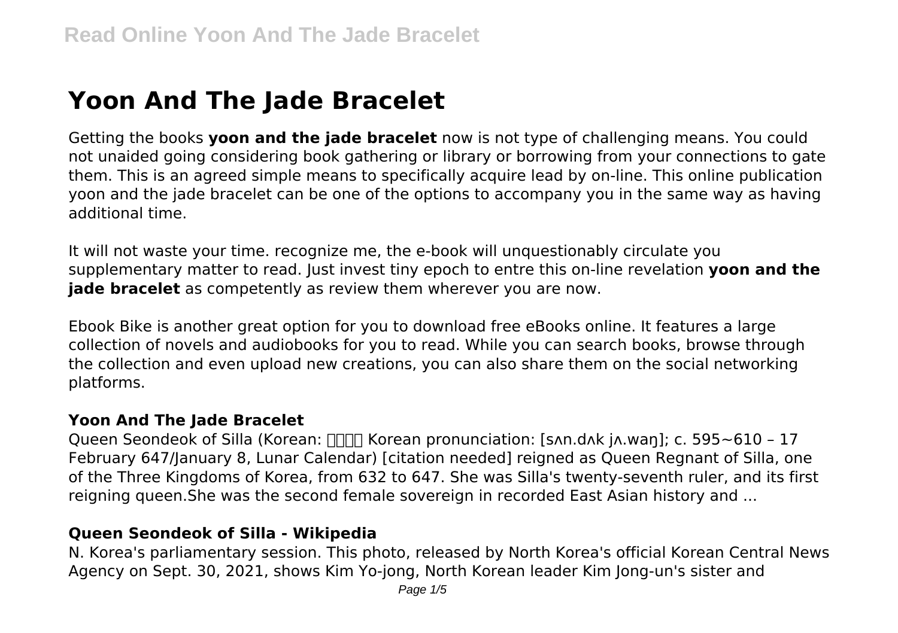# Yoon And The Jade Bracelet

Getting the books **yoon and the jade bracelet** now is not type of challenging means. You could not unaided going considering book gathering or library or borrowing from your connections to gate them. This is an agreed simple means to specifically acquire lead by on-line. This online publication yoon and the jade bracelet can be one of the options to accompany you in the same way as having additional time.

It will not waste your time. recognize me, the e-book will unquestionably circulate you supplementary matter to read. Just invest tiny epoch to entre this on-line revelation **yoon and the jade bracelet** as competently as review them wherever you are now.

Ebook Bike is another great option for you to download free eBooks online. It features a large collection of novels and audiobooks for you to read. While you can search books, browse through the collection and even upload new creations, you can also share them on the social networking platforms.

## Yoon And The Jade Bracelet

Queen Seondeok of Silla (Korean: □□□□ Korean pronunciation: [sʌn.dʌk jʌ.waŋ]; c. 595~610 – 17 February 647/January 8, Lunar Calendar) [citation needed] reigned as Queen Regnant of Silla, one of the Three Kingdoms of Korea, from 632 to 647. She was Silla's twenty-seventh ruler, and its first reigning queen.She was the second female sovereign in recorded East Asian history and ...

## Queen Seondeok of Silla - Wikipedia

N. Korea's parliamentary session. This photo, released by North Korea's official Korean Central News Agency on Sept. 30, 2021, shows Kim Yo-jong, North Korean leader Kim Jong-un's sister and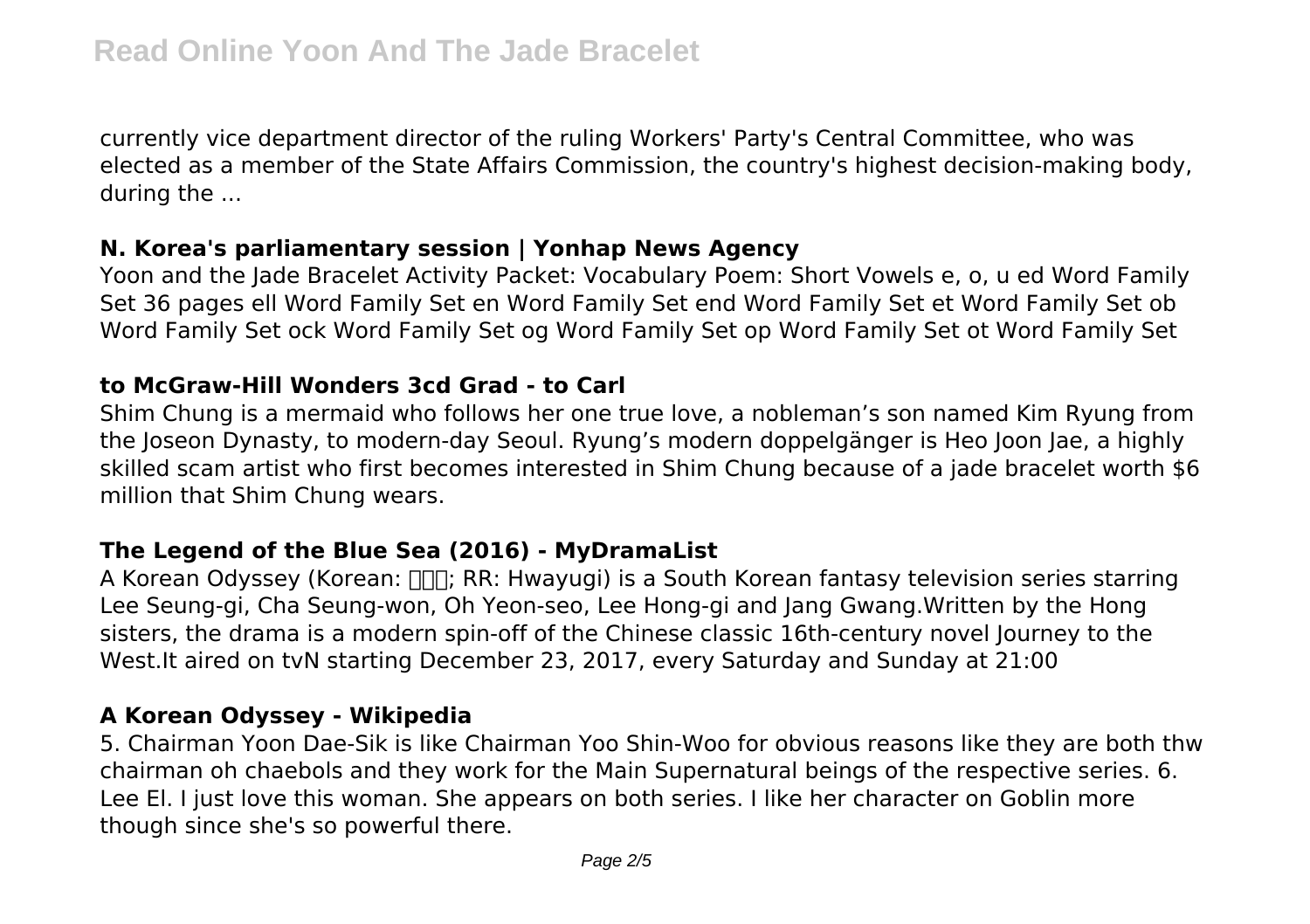currently vice department director of the ruling Workers' Party's Central Committee, who was elected as a member of the State Affairs Commission, the country's highest decision-making body, during the ...

### N. Korea's parliamentary session | Yonhap News Agency

Yoon and the Jade Bracelet Activity Packet: Vocabulary Poem: Short Vowels e, o, u ed Word Family Set 36 pages ell Word Family Set en Word Family Set end Word Family Set et Word Family Set ob Word Family Set ock Word Family Set og Word Family Set op Word Family Set ot Word Family Set

### to McGraw-Hill Wonders 3cd Grad - to Carl

Shim Chung is a mermaid who follows her one true love, a nobleman's son named Kim Ryung from the Joseon Dynasty, to modern-day Seoul. Ryung's modern doppelgänger is Heo Joon Jae, a highly skilled scam artist who first becomes interested in Shim Chung because of a jade bracelet worth $6 million that Shim Chung wears.

### The Legend of the Blue Sea (2016) - MyDramaList

A Korean Odyssey (Korean: 화유기; RR: Hwayugi) is a South Korean fantasy television series starring Lee Seung-gi, Cha Seung-won, Oh Yeon-seo, Lee Hong-gi and Jang Gwang.Written by the Hong sisters, the drama is a modern spin-off of the Chinese classic 16th-century novel Journey to the West.It aired on tvN starting December 23, 2017, every Saturday and Sunday at 21:00

### A Korean Odyssey - Wikipedia

5. Chairman Yoon Dae-Sik is like Chairman Yoo Shin-Woo for obvious reasons like they are both thw chairman oh chaebols and they work for the Main Supernatural beings of the respective series. 6. Lee El. I just love this woman. She appears on both series. I like her character on Goblin more though since she's so powerful there.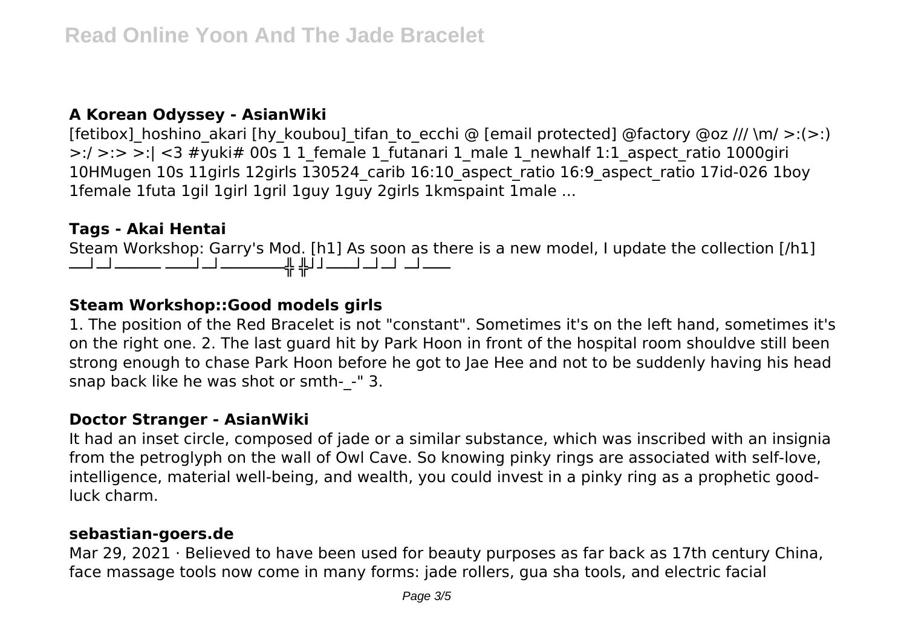### A Korean Odyssey - AsianWiki

[fetibox]_hoshino_akari [hy_koubou]_tifan_to_ecchi @ [email protected] @factory @oz /// \m/ >:(>:) >:/ >:> >:| <3 #yuki# 00s 1 1_female 1_futanari 1_male 1_newhalf 1:1_aspect_ratio 1000giri 10HMugen 10s 11girls 12girls 130524_carib 16:10_aspect_ratio 16:9_aspect_ratio 17id-026 1boy 1female 1futa 1gil 1girl 1gril 1guy 1guy 2girls 1kmspaint 1male ...

### Tags - Akai Hentai

Steam Workshop: Garry's Mod. [h1] As soon as there is a new model, I update the collection [/h1] ___┘__┘_______ _____┘__┘__________╬ ╬┘┘_____┘__┘__┘ __┘_____

### Steam Workshop::Good models girls

1. The position of the Red Bracelet is not "constant". Sometimes it's on the left hand, sometimes it's on the right one. 2. The last guard hit by Park Hoon in front of the hospital room shouldve still been strong enough to chase Park Hoon before he got to Jae Hee and not to be suddenly having his head snap back like he was shot or smth-_-" 3.

### Doctor Stranger - AsianWiki

It had an inset circle, composed of jade or a similar substance, which was inscribed with an insignia from the petroglyph on the wall of Owl Cave. So knowing pinky rings are associated with self-love, intelligence, material well-being, and wealth, you could invest in a pinky ring as a prophetic good-luck charm.

### sebastian-goers.de

Mar 29, 2021 · Believed to have been used for beauty purposes as far back as 17th century China, face massage tools now come in many forms: jade rollers, gua sha tools, and electric facial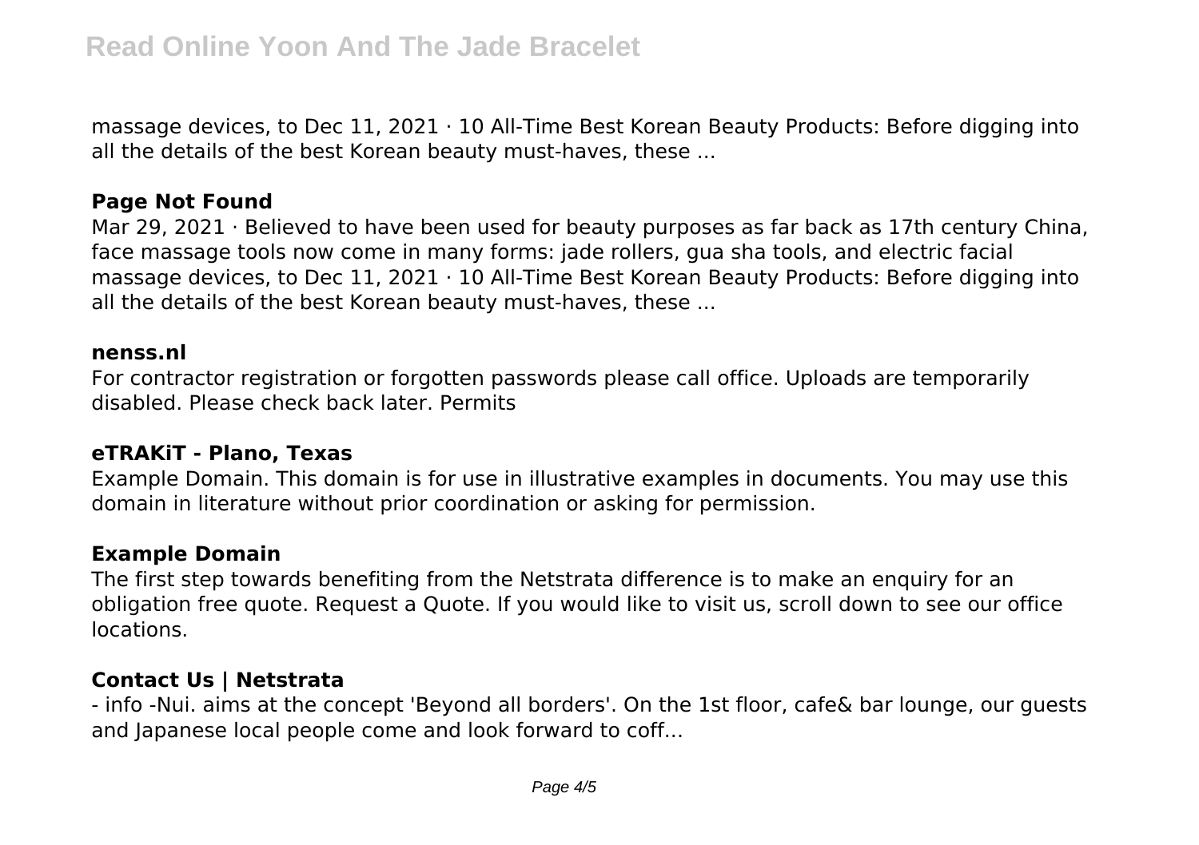massage devices, to Dec 11, 2021 · 10 All-Time Best Korean Beauty Products: Before digging into all the details of the best Korean beauty must-haves, these ...

### Page Not Found

Mar 29, 2021 · Believed to have been used for beauty purposes as far back as 17th century China, face massage tools now come in many forms: jade rollers, gua sha tools, and electric facial massage devices, to Dec 11, 2021 · 10 All-Time Best Korean Beauty Products: Before digging into all the details of the best Korean beauty must-haves, these ...

### nenss.nl

For contractor registration or forgotten passwords please call office. Uploads are temporarily disabled. Please check back later. Permits

### eTRAKiT - Plano, Texas

Example Domain. This domain is for use in illustrative examples in documents. You may use this domain in literature without prior coordination or asking for permission.

### Example Domain

The first step towards benefiting from the Netstrata difference is to make an enquiry for an obligation free quote. Request a Quote. If you would like to visit us, scroll down to see our office locations.

### Contact Us | Netstrata

- info -Nui. aims at the concept 'Beyond all borders'. On the 1st floor, cafe& bar lounge, our guests and Japanese local people come and look forward to coff...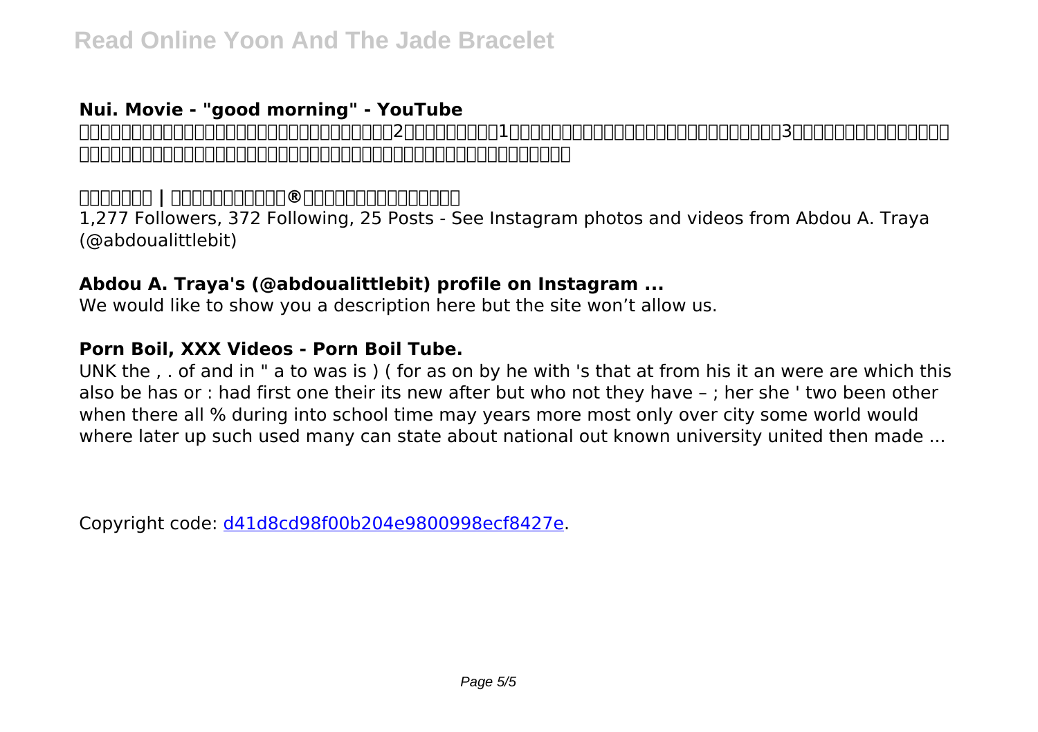**Nui. Movie - "good morning" - YouTube**

□□□□□□□□□□□□□□□□□□□□□□□□□□□□□□□□□2□□□□□□□□□1□□□□□□□□□□□□□□□□□□□□□□□□□□□3□□□□□□□□□□□□□□□□□□□□□□□□□□□□□□□□□□□□□□□□□□□□□□□□□□□□□□□□□□□□□□□□□□□

**□□□□□□□ | □□□□□□□□□□®□□□□□□□□□□□□□□**

1,277 Followers, 372 Following, 25 Posts - See Instagram photos and videos from Abdou A. Traya (@abdoualittlebit)

**Abdou A. Traya's (@abdoualittlebit) profile on Instagram ...**

We would like to show you a description here but the site won't allow us.

**Porn Boil, XXX Videos - Porn Boil Tube.**

UNK the , . of and in " a to was is ) ( for as on by he with 's that at from his it an were are which this also be has or : had first one their its new after but who not they have – ; her she ' two been other when there all % during into school time may years more most only over city some world would where later up such used many can state about national out known university united then made ...

Copyright code: d41d8cd98f00b204e9800998ecf8427e.